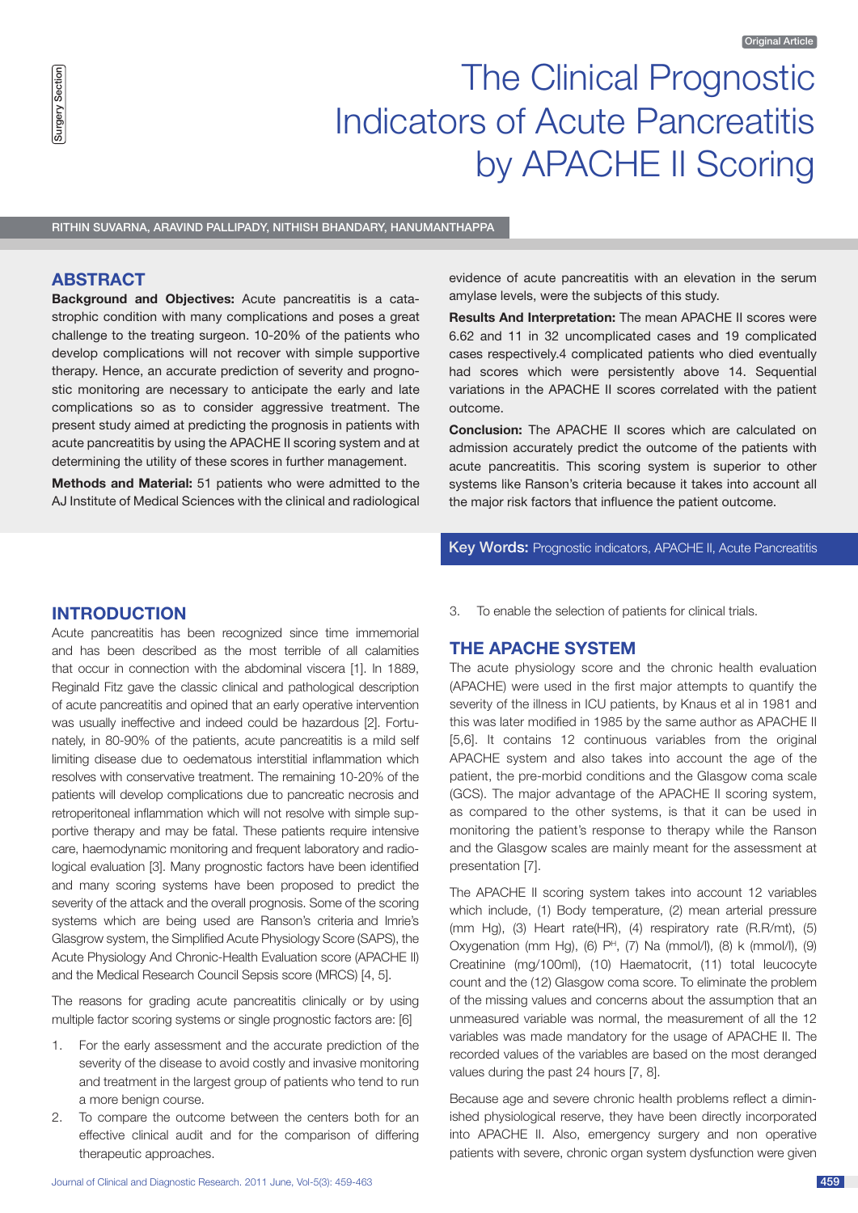Original Article

Surgery Section

# The Clinical Prognostic Indicators of Acute Pancreatitis by APACHE II Scoring

RITHIN SUVARNA, ARAVIND PALLIPADY, NITHISH BHANDARY, HANUMANTHAPPA

## ABSTRACT

**Background and Objectives:** Acute pancreatitis is a catastrophic condition with many complications and poses a great challenge to the treating surgeon. 10-20% of the patients who develop complications will not recover with simple supportive therapy. Hence, an accurate prediction of severity and prognostic monitoring are necessary to anticipate the early and late complications so as to consider aggressive treatment. The present study aimed at predicting the prognosis in patients with acute pancreatitis by using the APACHE II scoring system and at determining the utility of these scores in further management.

**Methods and Material:** 51 patients who were admitted to the AJ Institute of Medical Sciences with the clinical and radiological evidence of acute pancreatitis with an elevation in the serum amylase levels, were the subjects of this study.

**Results And Interpretation:** The mean APACHE II scores were 6.62 and 11 in 32 uncomplicated cases and 19 complicated cases respectively.4 complicated patients who died eventually had scores which were persistently above 14. Sequential variations in the APACHE II scores correlated with the patient outcome.

**Conclusion:** The APACHE II scores which are calculated on admission accurately predict the outcome of the patients with acute pancreatitis. This scoring system is superior to other systems like Ranson's criteria because it takes into account all the major risk factors that influence the patient outcome.

**Key Words:** Prognostic indicators, APACHE II, Acute Pancreatitis

## INTRODUCTION

Acute pancreatitis has been recognized since time immemorial and has been described as the most terrible of all calamities that occur in connection with the abdominal viscera [1]. In 1889, Reginald Fitz gave the classic clinical and pathological description of acute pancreatitis and opined that an early operative intervention was usually ineffective and indeed could be hazardous [2]. Fortunately, in 80-90% of the patients, acute pancreatitis is a mild self limiting disease due to oedematous interstitial inflammation which resolves with conservative treatment. The remaining 10-20% of the patients will develop complications due to pancreatic necrosis and retroperitoneal inflammation which will not resolve with simple supportive therapy and may be fatal. These patients require intensive care, haemodynamic monitoring and frequent laboratory and radiological evaluation [3]. Many prognostic factors have been identified and many scoring systems have been proposed to predict the severity of the attack and the overall prognosis. Some of the scoring systems which are being used are Ranson's criteria and Imrie's Glasgow system, the Simplified Acute Physiology Score (SAPS), the Acute Physiology And Chronic-Health Evaluation score (APACHE II) and the Medical Research Council Sepsis score (MRCS) [4, 5].

The reasons for grading acute pancreatitis clinically or by using multiple factor scoring systems or single prognostic factors are: [6]

1. For the early assessment and the accurate prediction of the severity of the disease to avoid costly and invasive monitoring and treatment in the largest group of patients who tend to run a more benign course.
2. To compare the outcome between the centers both for an effective clinical audit and for the comparison of differing therapeutic approaches.
3. To enable the selection of patients for clinical trials.

## THE APACHE SYSTEM

The acute physiology score and the chronic health evaluation (APACHE) were used in the first major attempts to quantify the severity of the illness in ICU patients, by Knaus et al in 1981 and this was later modified in 1985 by the same author as APACHE II [5,6]. It contains 12 continuous variables from the original APACHE system and also takes into account the age of the patient, the pre-morbid conditions and the Glasgow coma scale (GCS). The major advantage of the APACHE II scoring system, as compared to the other systems, is that it can be used in monitoring the patient's response to therapy while the Ranson and the Glasgow scales are mainly meant for the assessment at presentation [7].

The APACHE II scoring system takes into account 12 variables which include, (1) Body temperature, (2) mean arterial pressure (mm Hg), (3) Heart rate(HR), (4) respiratory rate (R.R/mt), (5) Oxygenation (mm Hg), (6) $P^H$, (7) Na (mmol/l), (8) k (mmol/l), (9) Creatinine (mg/100ml), (10) Haematocrit, (11) total leucocyte count and the (12) Glasgow coma score. To eliminate the problem of the missing values and concerns about the assumption that an unmeasured variable was normal, the measurement of all the 12 variables was made mandatory for the usage of APACHE II. The recorded values of the variables are based on the most deranged values during the past 24 hours [7, 8].

Because age and severe chronic health problems reflect a diminished physiological reserve, they have been directly incorporated into APACHE II. Also, emergency surgery and non operative patients with severe, chronic organ system dysfunction were given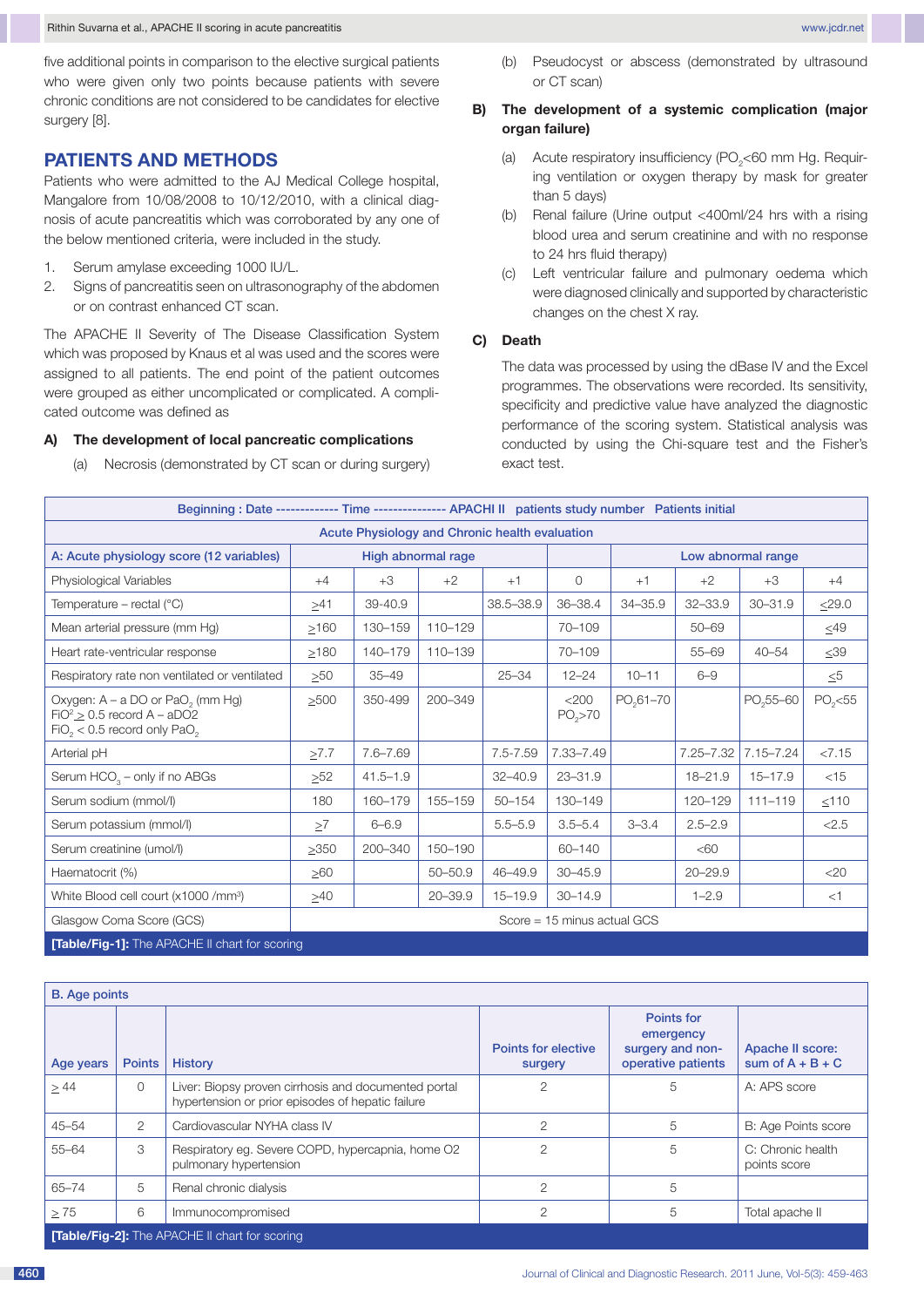five additional points in comparison to the elective surgical patients who were given only two points because patients with severe chronic conditions are not considered to be candidates for elective surgery [8].

## PATIENTS AND METHODS

Patients who were admitted to the AJ Medical College hospital, Mangalore from 10/08/2008 to 10/12/2010, with a clinical diagnosis of acute pancreatitis which was corroborated by any one of the below mentioned criteria, were included in the study.

1. Serum amylase exceeding 1000 IU/L.
2. Signs of pancreatitis seen on ultrasonography of the abdomen or on contrast enhanced CT scan.

The APACHE II Severity of The Disease Classification System which was proposed by Knaus et al was used and the scores were assigned to all patients. The end point of the patient outcomes were grouped as either uncomplicated or complicated. A complicated outcome was defined as

**A) The development of local pancreatic complications**

(a) Necrosis (demonstrated by CT scan or during surgery)

(b) Pseudocyst or abscess (demonstrated by ultrasound or CT scan)

**B) The development of a systemic complication (major organ failure)**

(a) Acute respiratory insufficiency ($PO_2$<60 mm Hg. Requiring ventilation or oxygen therapy by mask for greater than 5 days)

(b) Renal failure (Urine output <400ml/24 hrs with a rising blood urea and serum creatinine and with no response to 24 hrs fluid therapy)

(c) Left ventricular failure and pulmonary oedema which were diagnosed clinically and supported by characteristic changes on the chest X ray.

**C) Death**

The data was processed by using the dBase IV and the Excel programmes. The observations were recorded. Its sensitivity, specificity and predictive value have analyzed the diagnostic performance of the scoring system. Statistical analysis was conducted by using the Chi-square test and the Fisher's exact test.

| Beginning : Date ------------- Time --------------- APACHI II patients study number Patients initial | | | | | | | | | |
|---|---|---|---|---|---|---|---|---|---|
| Acute Physiology and Chronic health evaluation | | | | | | | | | |
| A: Acute physiology score (12 variables) | High abnormal rage | | | | | Low abnormal range | | | |
| Physiological Variables | +4 | +3 | +2 | +1 | 0 | +1 | +2 | +3 | +4 |
| Temperature – rectal (°C) | ≥41 | 39-40.9 | | 38.5–38.9 | 36–38.4 | 34–35.9 | 32–33.9 | 30–31.9 | ≤29.0 |
| Mean arterial pressure (mm Hg) | ≥160 | 130–159 | 110–129 | | 70–109 | | 50–69 | | ≤49 |
| Heart rate-ventricular response | ≥180 | 140–179 | 110–139 | | 70–109 | | 55–69 | 40–54 | ≤39 |
| Respiratory rate non ventilated or ventilated | ≥50 | 35–49 | | 25–34 | 12–24 | 10–11 | 6–9 | | ≤5 |
| Oxygen: A – a DO or $PaO_2$ (mm Hg) $FiO^2$ ≥ 0.5 record A – aDO2 $FiO_2$ < 0.5 record only $PaO_2$ | ≥500 | 350-499 | 200–349 | | <200 $PO_2$>70 | $PO_2$61–70 | | $PO_2$55–60 | $PO_2$<55 |
| Arterial pH | ≥7.7 | 7.6-7.69 | | 7.5-7.59 | 7.33–7.49 | | 7.25–7.32 | 7.15–7.24 | <7.15 |
| Serum $HCO_3$ – only if no ABGs | ≥52 | 41.5–1.9 | | 32–40.9 | 23–31.9 | | 18–21.9 | 15–17.9 | <15 |
| Serum sodium (mmol/l) | 180 | 160–179 | 155–159 | 50–154 | 130–149 | | 120–129 | 111–119 | ≤110 |
| Serum potassium (mmol/l) | ≥7 | 6–6.9 | | 5.5–5.9 | 3.5–5.4 | 3–3.4 | 2.5–2.9 | | <2.5 |
| Serum creatinine (umol/l) | ≥350 | 200–340 | 150–190 | | 60–140 | | <60 | | |
| Haematocrit (%) | ≥60 | | 50–50.9 | 46–49.9 | 30–45.9 | | 20–29.9 | | <20 |
| White Blood cell court (x1000 /mm³) | ≥40 | | 20–39.9 | 15–19.9 | 30–14.9 | | 1–2.9 | | <1 |
| Glasgow Coma Score (GCS) | Score = 15 minus actual GCS | | | | | | | | |

**[Table/Fig-1]:** The APACHE II chart for scoring

| B. Age points | | | | | |
|---|---|---|---|---|---|
| Age years | Points | History | Points for elective surgery | Points for emergency surgery and non-operative patients | Apache II score: sum of A + B + C |
| ≥ 44 | 0 | Liver: Biopsy proven cirrhosis and documented portal hypertension or prior episodes of hepatic failure | 2 | 5 | A: APS score |
| 45–54 | 2 | Cardiovascular NYHA class IV | 2 | 5 | B: Age Points score |
| 55–64 | 3 | Respiratory eg. Severe COPD, hypercapnia, home O2 pulmonary hypertension | 2 | 5 | C: Chronic health points score |
| 65–74 | 5 | Renal chronic dialysis | 2 | 5 | |
| ≥ 75 | 6 | Immunocompromised | 2 | 5 | Total apache II |

**[Table/Fig-2]:** The APACHE II chart for scoring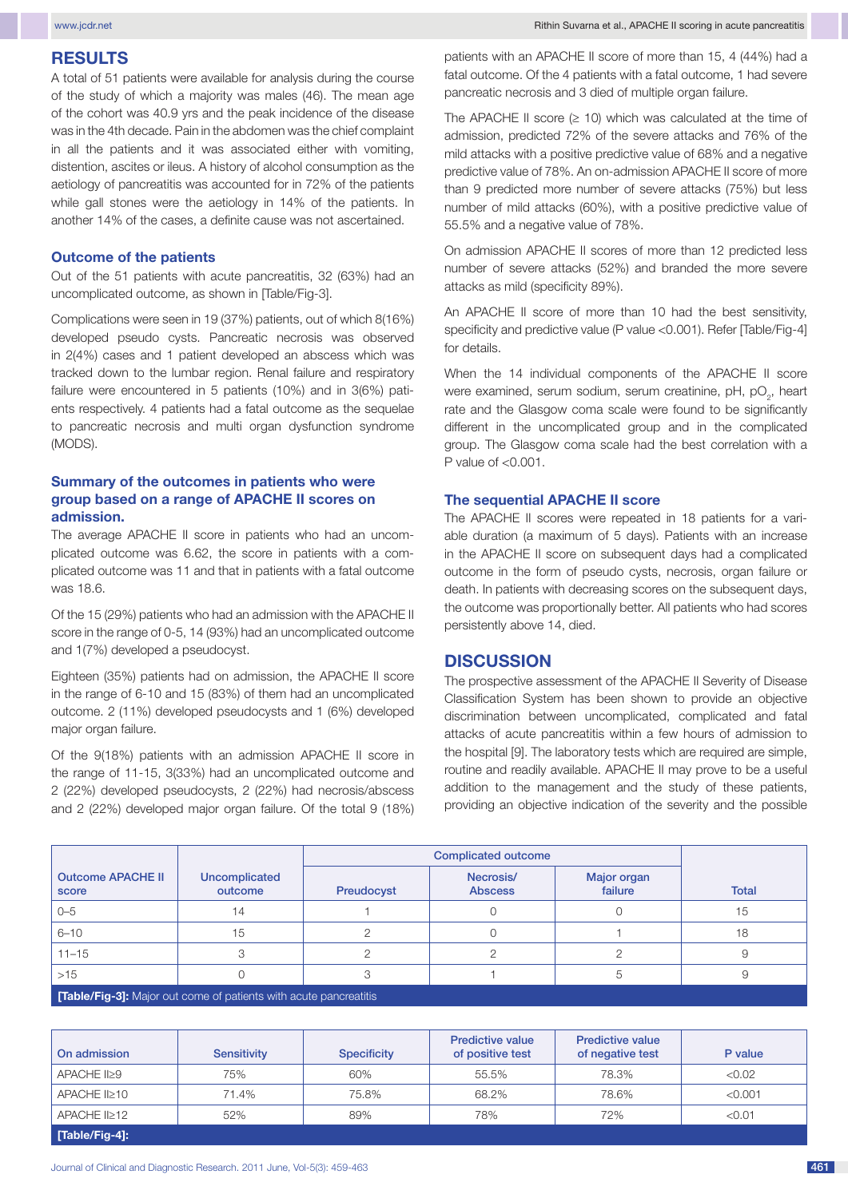## RESULTS

A total of 51 patients were available for analysis during the course of the study of which a majority was males (46). The mean age of the cohort was 40.9 yrs and the peak incidence of the disease was in the 4th decade. Pain in the abdomen was the chief complaint in all the patients and it was associated either with vomiting, distention, ascites or ileus. A history of alcohol consumption as the aetiology of pancreatitis was accounted for in 72% of the patients while gall stones were the aetiology in 14% of the patients. In another 14% of the cases, a definite cause was not ascertained.

### Outcome of the patients

Out of the 51 patients with acute pancreatitis, 32 (63%) had an uncomplicated outcome, as shown in [Table/Fig-3].

Complications were seen in 19 (37%) patients, out of which 8(16%) developed pseudo cysts. Pancreatic necrosis was observed in 2(4%) cases and 1 patient developed an abscess which was tracked down to the lumbar region. Renal failure and respiratory failure were encountered in 5 patients (10%) and in 3(6%) patients respectively. 4 patients had a fatal outcome as the sequelae to pancreatic necrosis and multi organ dysfunction syndrome (MODS).

### Summary of the outcomes in patients who were group based on a range of APACHE II scores on admission.

The average APACHE II score in patients who had an uncomplicated outcome was 6.62, the score in patients with a complicated outcome was 11 and that in patients with a fatal outcome was 18.6.

Of the 15 (29%) patients who had an admission with the APACHE II score in the range of 0-5, 14 (93%) had an uncomplicated outcome and 1(7%) developed a pseudocyst.

Eighteen (35%) patients had on admission, the APACHE II score in the range of 6-10 and 15 (83%) of them had an uncomplicated outcome. 2 (11%) developed pseudocysts and 1 (6%) developed major organ failure.

Of the 9(18%) patients with an admission APACHE II score in the range of 11-15, 3(33%) had an uncomplicated outcome and 2 (22%) developed pseudocysts, 2 (22%) had necrosis/abscess and 2 (22%) developed major organ failure. Of the total 9 (18%) patients with an APACHE II score of more than 15, 4 (44%) had a fatal outcome. Of the 4 patients with a fatal outcome, 1 had severe pancreatic necrosis and 3 died of multiple organ failure.

The APACHE II score (≥ 10) which was calculated at the time of admission, predicted 72% of the severe attacks and 76% of the mild attacks with a positive predictive value of 68% and a negative predictive value of 78%. An on-admission APACHE II score of more than 9 predicted more number of severe attacks (75%) but less number of mild attacks (60%), with a positive predictive value of 55.5% and a negative value of 78%.

On admission APACHE II scores of more than 12 predicted less number of severe attacks (52%) and branded the more severe attacks as mild (specificity 89%).

An APACHE II score of more than 10 had the best sensitivity, specificity and predictive value (P value <0.001). Refer [Table/Fig-4] for details.

When the 14 individual components of the APACHE II score were examined, serum sodium, serum creatinine, pH, $pO_2$, heart rate and the Glasgow coma scale were found to be significantly different in the uncomplicated group and in the complicated group. The Glasgow coma scale had the best correlation with a P value of <0.001.

### The sequential APACHE II score

The APACHE II scores were repeated in 18 patients for a variable duration (a maximum of 5 days). Patients with an increase in the APACHE II score on subsequent days had a complicated outcome in the form of pseudo cysts, necrosis, organ failure or death. In patients with decreasing scores on the subsequent days, the outcome was proportionally better. All patients who had scores persistently above 14, died.

## DISCUSSION

The prospective assessment of the APACHE II Severity of Disease Classification System has been shown to provide an objective discrimination between uncomplicated, complicated and fatal attacks of acute pancreatitis within a few hours of admission to the hospital [9]. The laboratory tests which are required are simple, routine and readily available. APACHE II may prove to be a useful addition to the management and the study of these patients, providing an objective indication of the severity and the possible

| Outcome APACHE II score | Uncomplicated outcome | Complicated outcome | | | Total |
|---|---|---|---|---|---|
| | | Preudocyst | Necrosis/ Abscess | Major organ failure | |
| 0–5 | 14 | 1 | 0 | 0 | 15 |
| 6–10 | 15 | 2 | 0 | 1 | 18 |
| 11–15 | 3 | 2 | 2 | 2 | 9 |
| >15 | 0 | 3 | 1 | 5 | 9 |

**[Table/Fig-3]:** Major out come of patients with acute pancreatitis

| On admission | Sensitivity | Specificity | Predictive value of positive test | Predictive value of negative test | P value |
|---|---|---|---|---|---|
| APACHE II≥9 | 75% | 60% | 55.5% | 78.3% | <0.02 |
| APACHE II≥10 | 71.4% | 75.8% | 68.2% | 78.6% | <0.001 |
| APACHE II≥12 | 52% | 89% | 78% | 72% | <0.01 |

**[Table/Fig-4]:**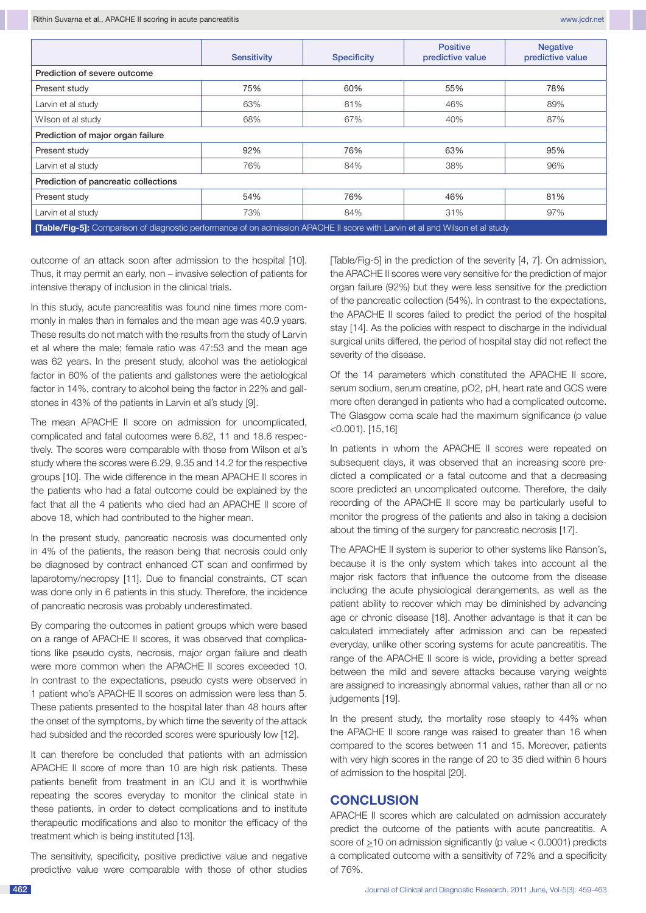| | Sensitivity | Specificity | Positive predictive value | Negative predictive value |
|---|---|---|---|---|
| Prediction of severe outcome | | | | |
| Present study | 75% | 60% | 55% | 78% |
| Larvin et al study | 63% | 81% | 46% | 89% |
| Wilson et al study | 68% | 67% | 40% | 87% |
| Prediction of major organ failure | | | | |
| Present study | 92% | 76% | 63% | 95% |
| Larvin et al study | 76% | 84% | 38% | 96% |
| Prediction of pancreatic collections | | | | |
| Present study | 54% | 76% | 46% | 81% |
| Larvin et al study | 73% | 84% | 31% | 97% |

**[Table/Fig-5]:** Comparison of diagnostic performance of on admission APACHE II score with Larvin et al and Wilson et al study

outcome of an attack soon after admission to the hospital [10]. Thus, it may permit an early, non – invasive selection of patients for intensive therapy of inclusion in the clinical trials.

In this study, acute pancreatitis was found nine times more commonly in males than in females and the mean age was 40.9 years. These results do not match with the results from the study of Larvin et al where the male; female ratio was 47:53 and the mean age was 62 years. In the present study, alcohol was the aetiological factor in 60% of the patients and gallstones were the aetiological factor in 14%, contrary to alcohol being the factor in 22% and gallstones in 43% of the patients in Larvin et al's study [9].

The mean APACHE II score on admission for uncomplicated, complicated and fatal outcomes were 6.62, 11 and 18.6 respectively. The scores were comparable with those from Wilson et al's study where the scores were 6.29, 9.35 and 14.2 for the respective groups [10]. The wide difference in the mean APACHE II scores in the patients who had a fatal outcome could be explained by the fact that all the 4 patients who died had an APACHE II score of above 18, which had contributed to the higher mean.

In the present study, pancreatic necrosis was documented only in 4% of the patients, the reason being that necrosis could only be diagnosed by contract enhanced CT scan and confirmed by laparotomy/necropsy [11]. Due to financial constraints, CT scan was done only in 6 patients in this study. Therefore, the incidence of pancreatic necrosis was probably underestimated.

By comparing the outcomes in patient groups which were based on a range of APACHE II scores, it was observed that complications like pseudo cysts, necrosis, major organ failure and death were more common when the APACHE II scores exceeded 10. In contrast to the expectations, pseudo cysts were observed in 1 patient who's APACHE II scores on admission were less than 5. These patients presented to the hospital later than 48 hours after the onset of the symptoms, by which time the severity of the attack had subsided and the recorded scores were spuriously low [12].

It can therefore be concluded that patients with an admission APACHE II score of more than 10 are high risk patients. These patients benefit from treatment in an ICU and it is worthwhile repeating the scores everyday to monitor the clinical state in these patients, in order to detect complications and to institute therapeutic modifications and also to monitor the efficacy of the treatment which is being instituted [13].

The sensitivity, specificity, positive predictive value and negative predictive value were comparable with those of other studies [Table/Fig-5] in the prediction of the severity [4, 7]. On admission, the APACHE II scores were very sensitive for the prediction of major organ failure (92%) but they were less sensitive for the prediction of the pancreatic collection (54%). In contrast to the expectations, the APACHE II scores failed to predict the period of the hospital stay [14]. As the policies with respect to discharge in the individual surgical units differed, the period of hospital stay did not reflect the severity of the disease.

Of the 14 parameters which constituted the APACHE II score, serum sodium, serum creatine, pO2, pH, heart rate and GCS were more often deranged in patients who had a complicated outcome. The Glasgow coma scale had the maximum significance (p value $<0.001$). [15,16]

In patients in whom the APACHE II scores were repeated on subsequent days, it was observed that an increasing score predicted a complicated or a fatal outcome and that a decreasing score predicted an uncomplicated outcome. Therefore, the daily recording of the APACHE II score may be particularly useful to monitor the progress of the patients and also in taking a decision about the timing of the surgery for pancreatic necrosis [17].

The APACHE II system is superior to other systems like Ranson's, because it is the only system which takes into account all the major risk factors that influence the outcome from the disease including the acute physiological derangements, as well as the patient ability to recover which may be diminished by advancing age or chronic disease [18]. Another advantage is that it can be calculated immediately after admission and can be repeated everyday, unlike other scoring systems for acute pancreatitis. The range of the APACHE II score is wide, providing a better spread between the mild and severe attacks because varying weights are assigned to increasingly abnormal values, rather than all or no judgements [19].

In the present study, the mortality rose steeply to 44% when the APACHE II score range was raised to greater than 16 when compared to the scores between 11 and 15. Moreover, patients with very high scores in the range of 20 to 35 died within 6 hours of admission to the hospital [20].

## CONCLUSION

APACHE II scores which are calculated on admission accurately predict the outcome of the patients with acute pancreatitis. A score of $\geq$10 on admission significantly (p value $< 0.0001$) predicts a complicated outcome with a sensitivity of 72% and a specificity of 76%.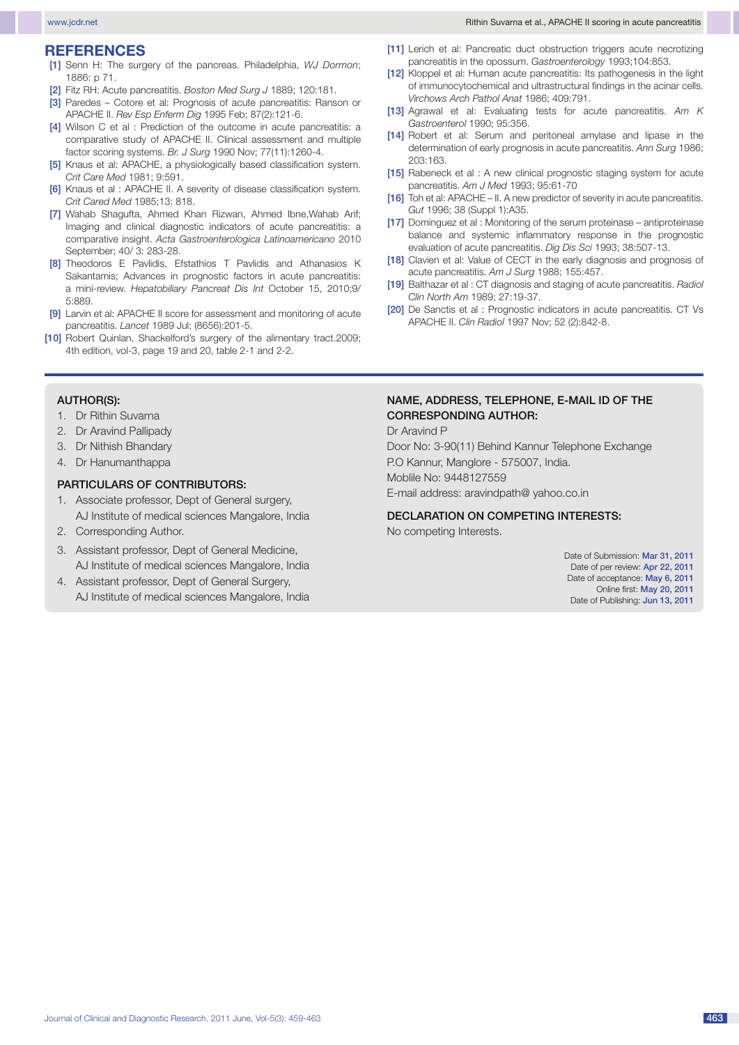## REFERENCES

[1] Senn H: The surgery of the pancreas. Philadelphia, *WJ Dormon*; 1886: p 71.

[2] Fitz RH: Acute pancreatitis. *Boston Med Surg J* 1889; 120:181.

[3] Paredes – Cotore et al: Prognosis of acute pancreatitis: Ranson or APACHE II. *Rev Esp Enferm Dig* 1995 Feb; 87(2):121-6.

[4] Wilson C et al : Prediction of the outcome in acute pancreatitis: a comparative study of APACHE II. Clinical assessment and multiple factor scoring systems. *Br. J Surg* 1990 Nov; 77(11):1260-4.

[5] Knaus et al: APACHE, a physiologically based classification system. *Crit Care Med* 1981; 9:591.

[6] Knaus et al : APACHE II. A severity of disease classification system. *Crit Cared Med* 1985;13: 818.

[7] Wahab Shagufta, Ahmed Khan Rizwan, Ahmed Ibne,Wahab Arif; Imaging and clinical diagnostic indicators of acute pancreatitis: a comparative insight. *Acta Gastroenterologica Latinoamericano* 2010 September; 40/ 3: 283-28.

[8] Theodoros E Pavlidis, Efstathios T Pavlidis and Athanasios K Sakantamis; Advances in prognostic factors in acute pancreatitis: a mini-review. *Hepatobiliary Pancreat Dis Int* October 15, 2010;9/ 5:889.

[9] Larvin et al: APACHE II score for assessment and monitoring of acute pancreatitis. *Lancet* 1989 Jul; (8656):201-5.

[10] Robert Quinlan, Shackelford's surgery of the alimentary tract.2009; 4th edition, vol-3, page 19 and 20, table 2-1 and 2-2.

[11] Lerich et al: Pancreatic duct obstruction triggers acute necrotizing pancreatitis in the opossum. *Gastroenterology* 1993;104:853.

[12] Kloppel et al: Human acute pancreatitis: Its pathogenesis in the light of immunocytochemical and ultrastructural findings in the acinar cells. *Virchows Arch Pathol Anat* 1986; 409:791.

[13] Agrawal et al: Evaluating tests for acute pancreatitis. *Am K Gastroenterol* 1990; 95:356.

[14] Robert et al: Serum and peritoneal amylase and lipase in the determination of early prognosis in acute pancreatitis. *Ann Surg* 1986; 203:163.

[15] Rabeneck et al : A new clinical prognostic staging system for acute pancreatitis. *Am J Med* 1993; 95:61-70

[16] Toh et al: APACHE – II. A new predictor of severity in acute pancreatitis. *Gut* 1996; 38 (Suppl 1):A35.

[17] Dominguez et al : Monitoring of the serum proteinase – antiproteinase balance and systemic inflammatory response in the prognostic evaluation of acute pancreatitis. *Dig Dis Sci* 1993; 38:507-13.

[18] Clavien et al: Value of CECT in the early diagnosis and prognosis of acute pancreatitis. *Am J Surg* 1988; 155:457.

[19] Balthazar et al : CT diagnosis and staging of acute pancreatitis. *Radiol Clin North Am* 1989; 27:19-37.

[20] De Sanctis et al : Prognostic indicators in acute pancreatitis. CT Vs APACHE II. *Clin Radiol* 1997 Nov; 52 (2):842-8.

### AUTHOR(S):

1. Dr Rithin Suvarna
2. Dr Aravind Pallipady
3. Dr Nithish Bhandary
4. Dr Hanumanthappa

### PARTICULARS OF CONTRIBUTORS:

1. Associate professor, Dept of General surgery, AJ Institute of medical sciences Mangalore, India
2. Corresponding Author.
3. Assistant professor, Dept of General Medicine, AJ Institute of medical sciences Mangalore, India
4. Assistant professor, Dept of General Surgery, AJ Institute of medical sciences Mangalore, India

### NAME, ADDRESS, TELEPHONE, E-MAIL ID OF THE CORRESPONDING AUTHOR:

Dr Aravind P
Door No: 3-90(11) Behind Kannur Telephone Exchange
P.O Kannur, Manglore - 575007, India.
Moblile No: 9448127559
E-mail address: aravindpath@ yahoo.co.in

### DECLARATION ON COMPETING INTERESTS:

No competing Interests.

Date of Submission: Mar 31, 2011
Date of per review: Apr 22, 2011
Date of acceptance: May 6, 2011
Online first: May 20, 2011
Date of Publishing: Jun 13, 2011